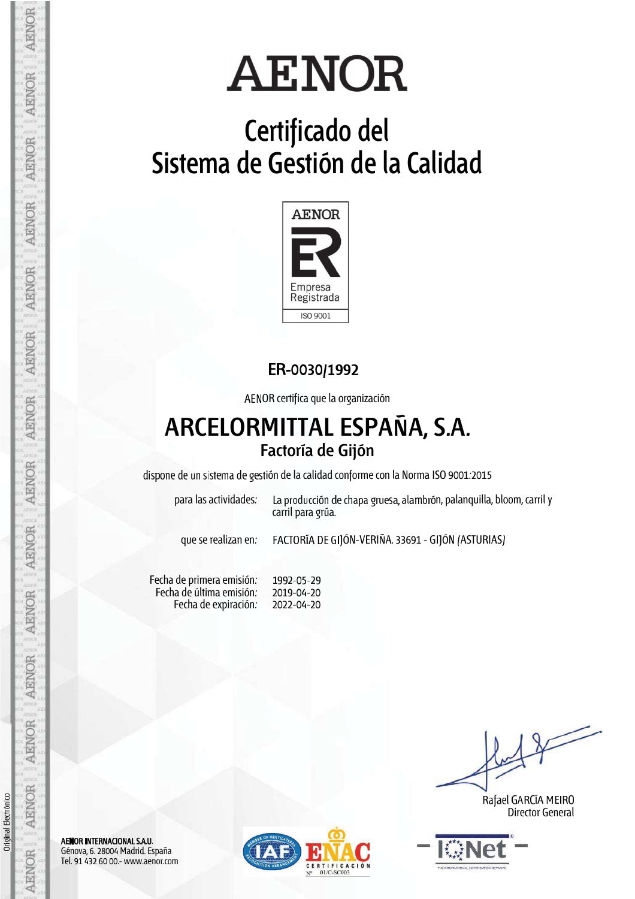# AENOR

## Certificado del Sistema de Gestión de la Calidad

AENOR

Empresa Registrada

ISO 9001

**ER-0030/1992**

AENOR certifica que la organización

## ARCELORMITTAL ESPAÑA, S.A.

### Factoría de Gijón

dispone de un sistema de gestión de la calidad conforme con la Norma ISO 9001:2015

| | |
|---|---|
| para las actividades: | La producción de chapa gruesa, alambrón, palanquilla, bloom, carril y carril para grúa. |
| que se realizan en: | FACTORÍA DE GIJÓN-VERIÑA. 33691 - GIJÓN (ASTURIAS) |

| | |
|---|---|
| Fecha de primera emisión: | 1992-05-29 |
| Fecha de última emisión: | 2019-04-20 |
| Fecha de expiración: | 2022-04-20 |

Rafael GARCÍA MEIRO
Director General

AENOR INTERNACIONAL S.A.U.
Génova, 6. 28004 Madrid. España
Tel. 91 432 60 00.- www.aenor.com

ENAC CERTIFICACIÓN Nº 01/C-SC003

IQNet

Original Electrónico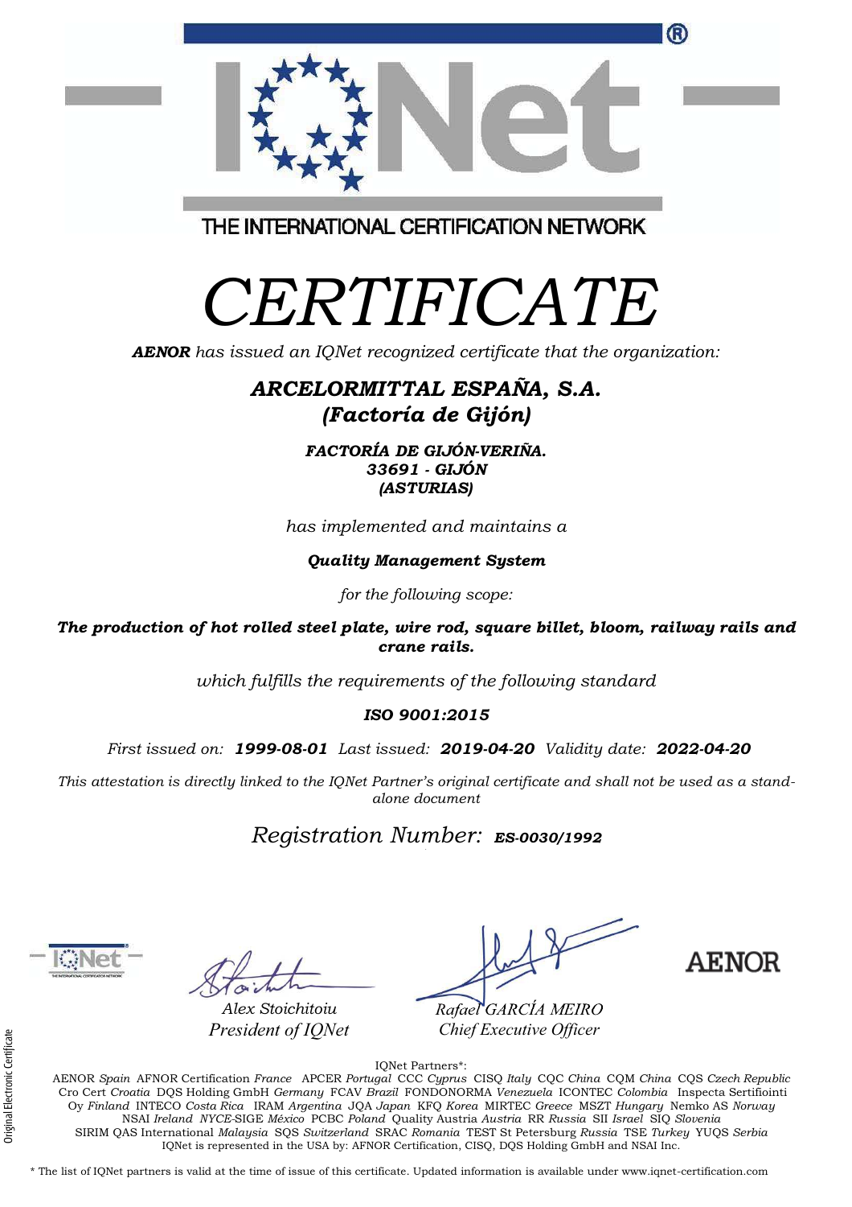THE INTERNATIONAL CERTIFICATION NETWORK

# CERTIFICATE

***AENOR** has issued an IQNet recognized certificate that the organization:*

## *ARCELORMITTAL ESPAÑA, S.A.*
## *(Factoría de Gijón)*

***FACTORÍA DE GIJÓN-VERIÑA.***
***33691 - GIJÓN***
***(ASTURIAS)***

*has implemented and maintains a*

***Quality Management System***

*for the following scope:*

***The production of hot rolled steel plate, wire rod, square billet, bloom, railway rails and crane rails.***

*which fulfills the requirements of the following standard*

***ISO 9001:2015***

*First issued on:* ***1999-08-01*** *Last issued:* ***2019-04-20*** *Validity date:* ***2022-04-20***

*This attestation is directly linked to the IQNet Partner's original certificate and shall not be used as a stand-alone document*

*Registration Number:* ***ES-0030/1992***

*Alex Stoichitoiu*
*President of IQNet*

*Rafael GARCÍA MEIRO*
*Chief Executive Officer*

AENOR

Original Electronic Certificate

IQNet Partners*:
AENOR *Spain* AFNOR Certification *France* APCER *Portugal* CCC *Cyprus* CISQ *Italy* CQC *China* CQM *China* CQS *Czech Republic* Cro Cert *Croatia* DQS Holding GmbH *Germany* FCAV *Brazil* FONDONORMA *Venezuela* ICONTEC *Colombia* Inspecta Sertifiointi Oy *Finland* INTECO *Costa Rica* IRAM *Argentina* JQA *Japan* KFQ *Korea* MIRTEC *Greece* MSZT *Hungary* Nemko AS *Norway* NSAI *Ireland* *NYCE*-SIGE *México* PCBC *Poland* Quality Austria *Austria* RR *Russia* SII *Israel* SIQ *Slovenia* SIRIM QAS International *Malaysia* SQS *Switzerland* SRAC *Romania* TEST St Petersburg *Russia* TSE *Turkey* YUQS *Serbia*
IQNet is represented in the USA by: AFNOR Certification, CISQ, DQS Holding GmbH and NSAI Inc.

\* The list of IQNet partners is valid at the time of issue of this certificate. Updated information is available under www.iqnet-certification.com